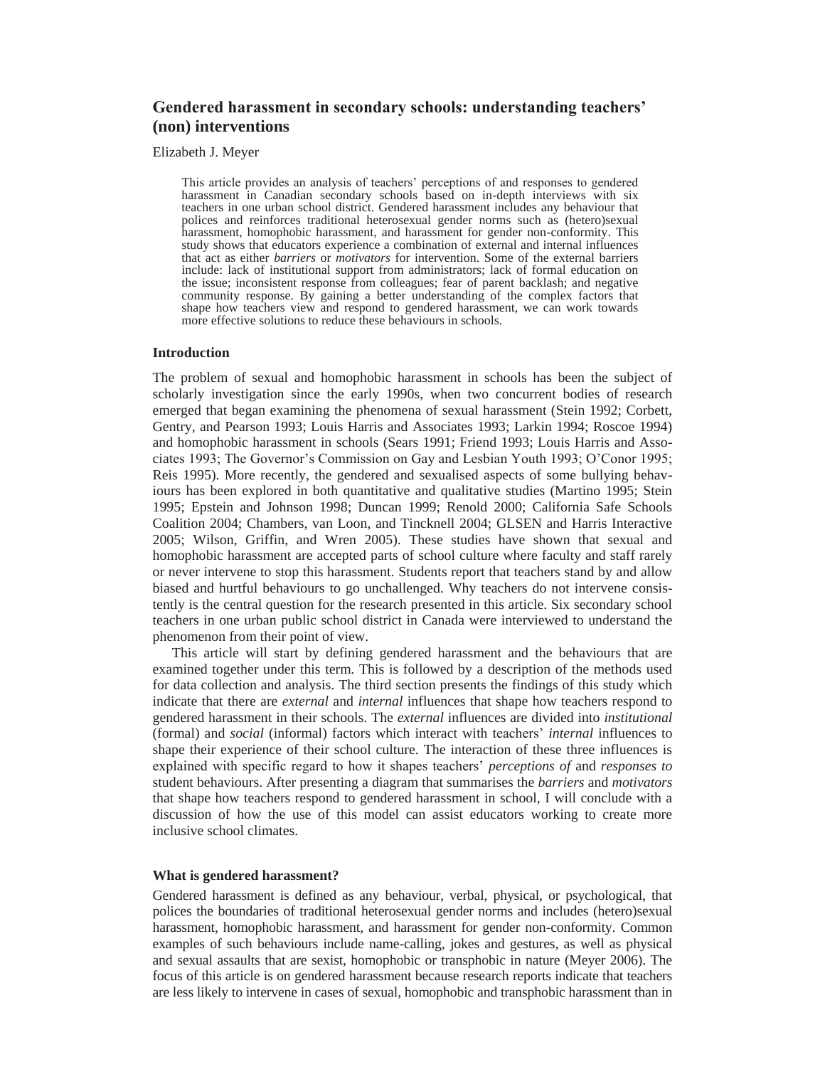# Gendered harassment in secondary schools: understanding teachers' (non) interventions

Elizabeth J. Meyer

> This article provides an analysis of teachers' perceptions of and responses to gendered harassment in Canadian secondary schools based on in-depth interviews with six teachers in one urban school district. Gendered harassment includes any behaviour that polices and reinforces traditional heterosexual gender norms such as (hetero)sexual harassment, homophobic harassment, and harassment for gender non-conformity. This study shows that educators experience a combination of external and internal influences that act as either *barriers* or *motivators* for intervention. Some of the external barriers include: lack of institutional support from administrators; lack of formal education on the issue; inconsistent response from colleagues; fear of parent backlash; and negative community response. By gaining a better understanding of the complex factors that shape how teachers view and respond to gendered harassment, we can work towards more effective solutions to reduce these behaviours in schools.

## Introduction

The problem of sexual and homophobic harassment in schools has been the subject of scholarly investigation since the early 1990s, when two concurrent bodies of research emerged that began examining the phenomena of sexual harassment (Stein 1992; Corbett, Gentry, and Pearson 1993; Louis Harris and Associates 1993; Larkin 1994; Roscoe 1994) and homophobic harassment in schools (Sears 1991; Friend 1993; Louis Harris and Associates 1993; The Governor's Commission on Gay and Lesbian Youth 1993; O'Conor 1995; Reis 1995). More recently, the gendered and sexualised aspects of some bullying behaviours has been explored in both quantitative and qualitative studies (Martino 1995; Stein 1995; Epstein and Johnson 1998; Duncan 1999; Renold 2000; California Safe Schools Coalition 2004; Chambers, van Loon, and Tincknell 2004; GLSEN and Harris Interactive 2005; Wilson, Griffin, and Wren 2005). These studies have shown that sexual and homophobic harassment are accepted parts of school culture where faculty and staff rarely or never intervene to stop this harassment. Students report that teachers stand by and allow biased and hurtful behaviours to go unchallenged. Why teachers do not intervene consistently is the central question for the research presented in this article. Six secondary school teachers in one urban public school district in Canada were interviewed to understand the phenomenon from their point of view.

This article will start by defining gendered harassment and the behaviours that are examined together under this term. This is followed by a description of the methods used for data collection and analysis. The third section presents the findings of this study which indicate that there are *external* and *internal* influences that shape how teachers respond to gendered harassment in their schools. The *external* influences are divided into *institutional* (formal) and *social* (informal) factors which interact with teachers' *internal* influences to shape their experience of their school culture. The interaction of these three influences is explained with specific regard to how it shapes teachers' *perceptions of* and *responses to* student behaviours. After presenting a diagram that summarises the *barriers* and *motivators* that shape how teachers respond to gendered harassment in school, I will conclude with a discussion of how the use of this model can assist educators working to create more inclusive school climates.

## What is gendered harassment?

Gendered harassment is defined as any behaviour, verbal, physical, or psychological, that polices the boundaries of traditional heterosexual gender norms and includes (hetero)sexual harassment, homophobic harassment, and harassment for gender non-conformity. Common examples of such behaviours include name-calling, jokes and gestures, as well as physical and sexual assaults that are sexist, homophobic or transphobic in nature (Meyer 2006). The focus of this article is on gendered harassment because research reports indicate that teachers are less likely to intervene in cases of sexual, homophobic and transphobic harassment than in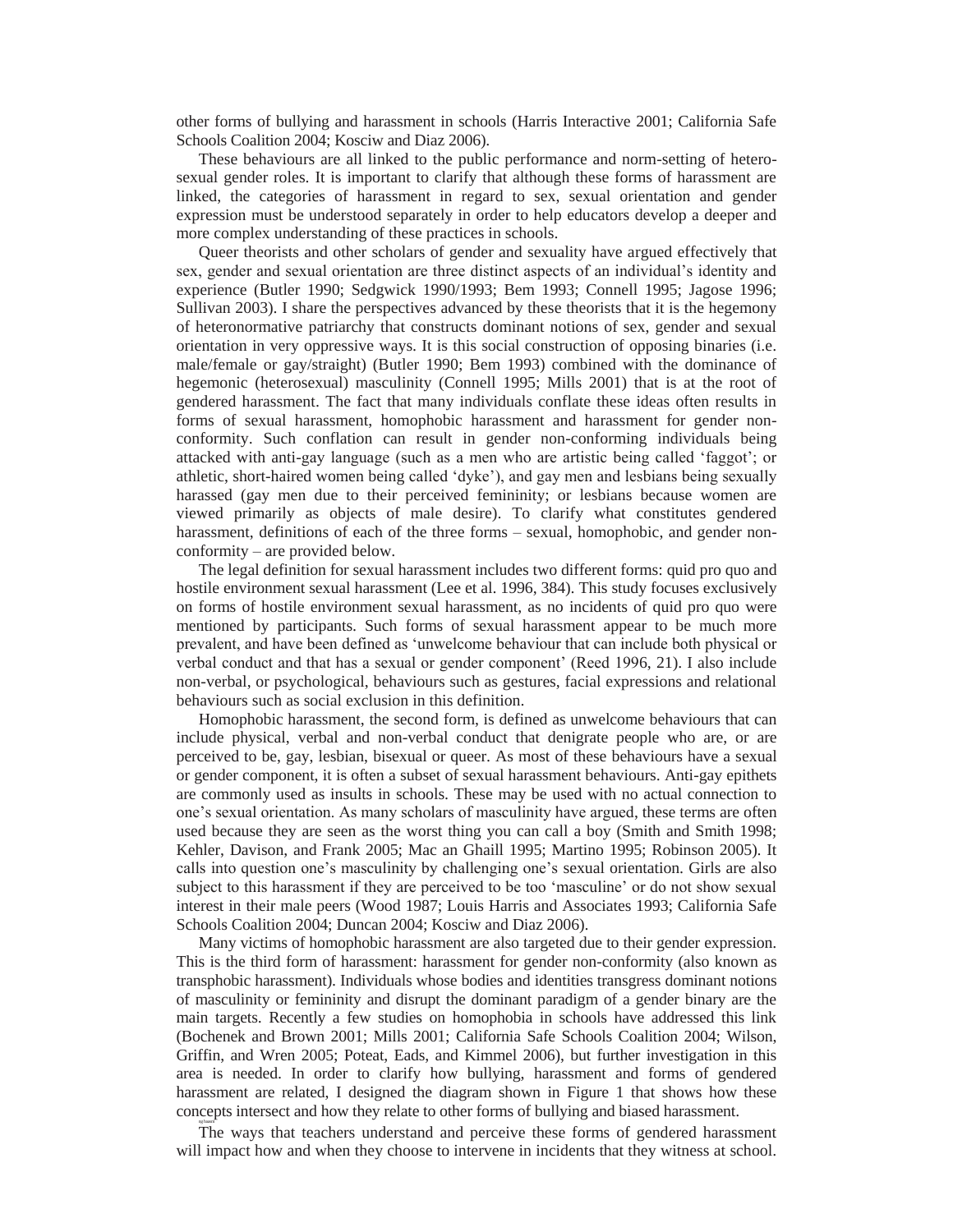other forms of bullying and harassment in schools (Harris Interactive 2001; California Safe Schools Coalition 2004; Kosciw and Diaz 2006).

These behaviours are all linked to the public performance and norm-setting of heterosexual gender roles. It is important to clarify that although these forms of harassment are linked, the categories of harassment in regard to sex, sexual orientation and gender expression must be understood separately in order to help educators develop a deeper and more complex understanding of these practices in schools.

Queer theorists and other scholars of gender and sexuality have argued effectively that sex, gender and sexual orientation are three distinct aspects of an individual's identity and experience (Butler 1990; Sedgwick 1990/1993; Bem 1993; Connell 1995; Jagose 1996; Sullivan 2003). I share the perspectives advanced by these theorists that it is the hegemony of heteronormative patriarchy that constructs dominant notions of sex, gender and sexual orientation in very oppressive ways. It is this social construction of opposing binaries (i.e. male/female or gay/straight) (Butler 1990; Bem 1993) combined with the dominance of hegemonic (heterosexual) masculinity (Connell 1995; Mills 2001) that is at the root of gendered harassment. The fact that many individuals conflate these ideas often results in forms of sexual harassment, homophobic harassment and harassment for gender non-conformity. Such conflation can result in gender non-conforming individuals being attacked with anti-gay language (such as a men who are artistic being called 'faggot'; or athletic, short-haired women being called 'dyke'), and gay men and lesbians being sexually harassed (gay men due to their perceived femininity; or lesbians because women are viewed primarily as objects of male desire). To clarify what constitutes gendered harassment, definitions of each of the three forms – sexual, homophobic, and gender non-conformity – are provided below.

The legal definition for sexual harassment includes two different forms: quid pro quo and hostile environment sexual harassment (Lee et al. 1996, 384). This study focuses exclusively on forms of hostile environment sexual harassment, as no incidents of quid pro quo were mentioned by participants. Such forms of sexual harassment appear to be much more prevalent, and have been defined as 'unwelcome behaviour that can include both physical or verbal conduct and that has a sexual or gender component' (Reed 1996, 21). I also include non-verbal, or psychological, behaviours such as gestures, facial expressions and relational behaviours such as social exclusion in this definition.

Homophobic harassment, the second form, is defined as unwelcome behaviours that can include physical, verbal and non-verbal conduct that denigrate people who are, or are perceived to be, gay, lesbian, bisexual or queer. As most of these behaviours have a sexual or gender component, it is often a subset of sexual harassment behaviours. Anti-gay epithets are commonly used as insults in schools. These may be used with no actual connection to one's sexual orientation. As many scholars of masculinity have argued, these terms are often used because they are seen as the worst thing you can call a boy (Smith and Smith 1998; Kehler, Davison, and Frank 2005; Mac an Ghaill 1995; Martino 1995; Robinson 2005). It calls into question one's masculinity by challenging one's sexual orientation. Girls are also subject to this harassment if they are perceived to be too 'masculine' or do not show sexual interest in their male peers (Wood 1987; Louis Harris and Associates 1993; California Safe Schools Coalition 2004; Duncan 2004; Kosciw and Diaz 2006).

Many victims of homophobic harassment are also targeted due to their gender expression. This is the third form of harassment: harassment for gender non-conformity (also known as transphobic harassment). Individuals whose bodies and identities transgress dominant notions of masculinity or femininity and disrupt the dominant paradigm of a gender binary are the main targets. Recently a few studies on homophobia in schools have addressed this link (Bochenek and Brown 2001; Mills 2001; California Safe Schools Coalition 2004; Wilson, Griffin, and Wren 2005; Poteat, Eads, and Kimmel 2006), but further investigation in this area is needed. In order to clarify how bullying, harassment and forms of gendered harassment are related, I designed the diagram shown in Figure 1 that shows how these concepts intersect and how they relate to other forms of bullying and biased harassment.

The ways that teachers understand and perceive these forms of gendered harassment will impact how and when they choose to intervene in incidents that they witness at school.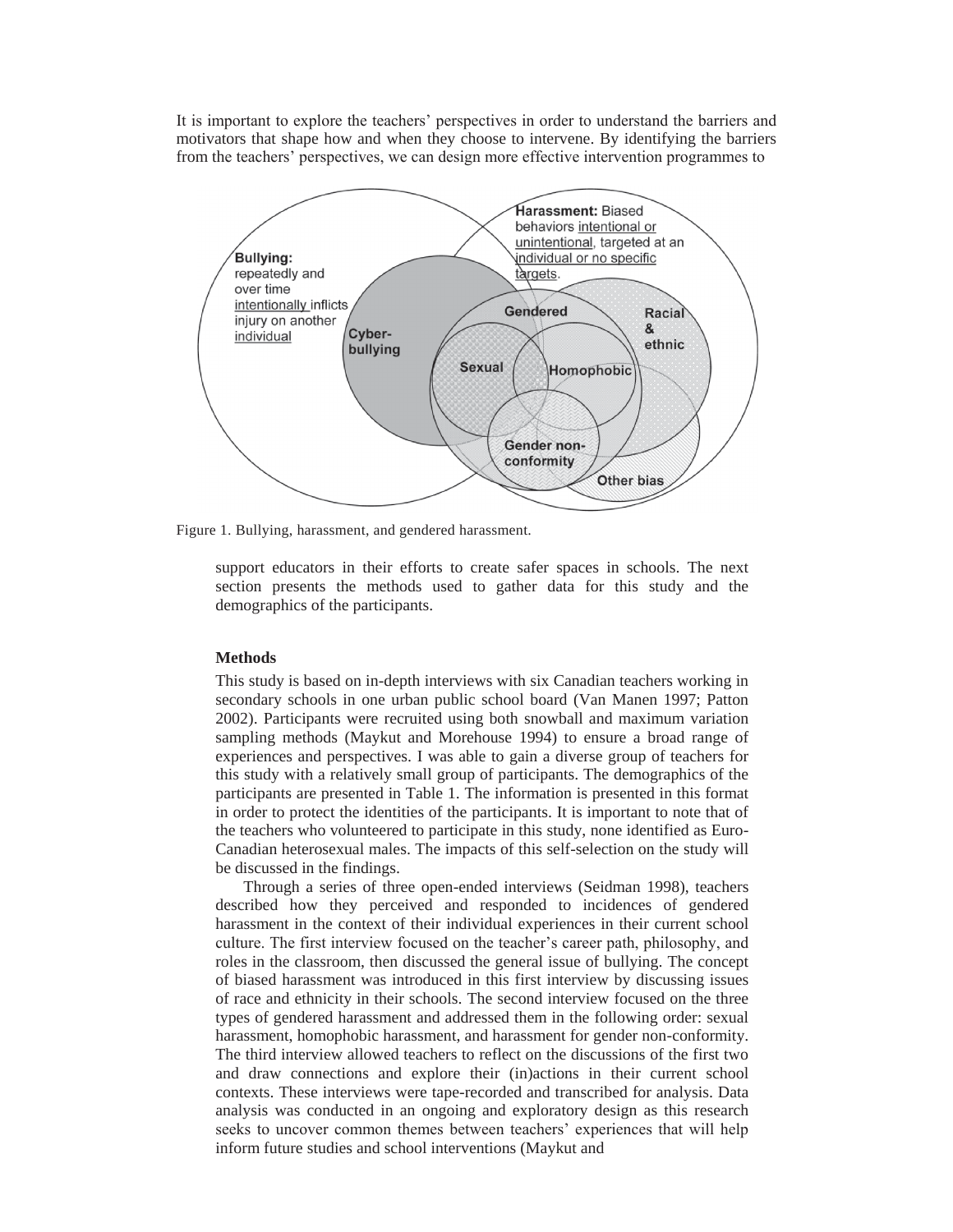It is important to explore the teachers' perspectives in order to understand the barriers and motivators that shape how and when they choose to intervene. By identifying the barriers from the teachers' perspectives, we can design more effective intervention programmes to

**Harassment:** Biased behaviors intentional or unintentional, targeted at an individual or no specific targets.

**Bullying:** repeatedly and over time intentionally inflicts injury on another individual

Cyber-bullying

Gendered

Racial & ethnic

Sexual

Homophobic

Gender non-conformity

Other bias

Figure 1. Bullying, harassment, and gendered harassment.

support educators in their efforts to create safer spaces in schools. The next section presents the methods used to gather data for this study and the demographics of the participants.

## Methods

This study is based on in-depth interviews with six Canadian teachers working in secondary schools in one urban public school board (Van Manen 1997; Patton 2002). Participants were recruited using both snowball and maximum variation sampling methods (Maykut and Morehouse 1994) to ensure a broad range of experiences and perspectives. I was able to gain a diverse group of teachers for this study with a relatively small group of participants. The demographics of the participants are presented in Table 1. The information is presented in this format in order to protect the identities of the participants. It is important to note that of the teachers who volunteered to participate in this study, none identified as Euro-Canadian heterosexual males. The impacts of this self-selection on the study will be discussed in the findings.

Through a series of three open-ended interviews (Seidman 1998), teachers described how they perceived and responded to incidences of gendered harassment in the context of their individual experiences in their current school culture. The first interview focused on the teacher's career path, philosophy, and roles in the classroom, then discussed the general issue of bullying. The concept of biased harassment was introduced in this first interview by discussing issues of race and ethnicity in their schools. The second interview focused on the three types of gendered harassment and addressed them in the following order: sexual harassment, homophobic harassment, and harassment for gender non-conformity. The third interview allowed teachers to reflect on the discussions of the first two and draw connections and explore their (in)actions in their current school contexts. These interviews were tape-recorded and transcribed for analysis. Data analysis was conducted in an ongoing and exploratory design as this research seeks to uncover common themes between teachers' experiences that will help inform future studies and school interventions (Maykut and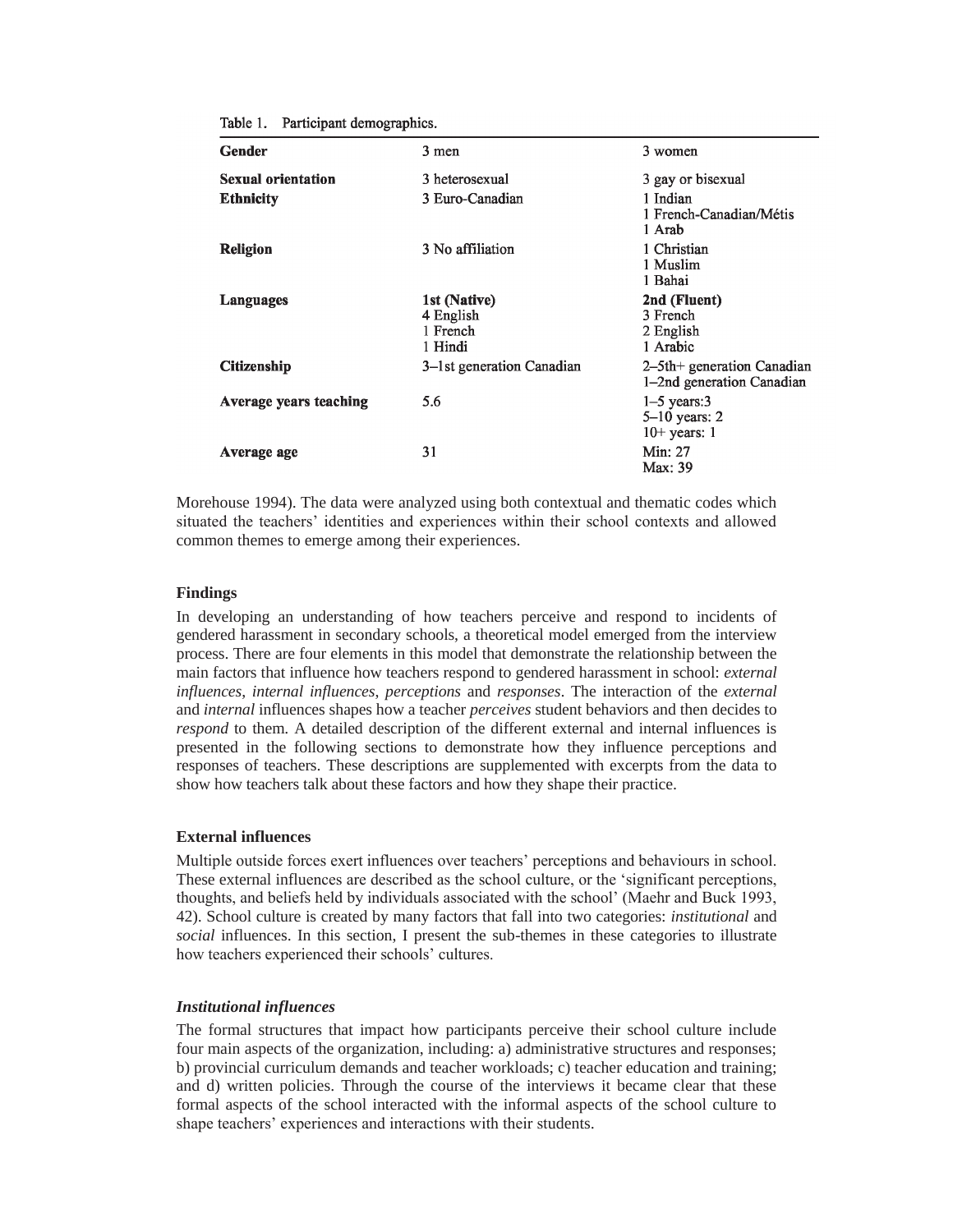Table 1. Participant demographics.

| | | |
|---|---|---|
| **Gender** | 3 men | 3 women |
| **Sexual orientation** | 3 heterosexual | 3 gay or bisexual |
| **Ethnicity** | 3 Euro-Canadian | 1 Indian<br>1 French-Canadian/Métis<br>1 Arab |
| **Religion** | 3 No affiliation | 1 Christian<br>1 Muslim<br>1 Bahai |
| **Languages** | **1st (Native)**<br>4 English<br>1 French<br>1 Hindi | **2nd (Fluent)**<br>3 French<br>2 English<br>1 Arabic |
| **Citizenship** | 3–1st generation Canadian | 2–5th+ generation Canadian<br>1–2nd generation Canadian |
| **Average years teaching** | 5.6 | 1–5 years:3<br>5–10 years: 2<br>10+ years: 1 |
| **Average age** | 31 | Min: 27<br>Max: 39 |

Morehouse 1994). The data were analyzed using both contextual and thematic codes which situated the teachers' identities and experiences within their school contexts and allowed common themes to emerge among their experiences.

## Findings

In developing an understanding of how teachers perceive and respond to incidents of gendered harassment in secondary schools, a theoretical model emerged from the interview process. There are four elements in this model that demonstrate the relationship between the main factors that influence how teachers respond to gendered harassment in school: *external influences, internal influences, perceptions* and *responses*. The interaction of the *external* and *internal* influences shapes how a teacher *perceives* student behaviors and then decides to *respond* to them. A detailed description of the different external and internal influences is presented in the following sections to demonstrate how they influence perceptions and responses of teachers. These descriptions are supplemented with excerpts from the data to show how teachers talk about these factors and how they shape their practice.

## External influences

Multiple outside forces exert influences over teachers' perceptions and behaviours in school. These external influences are described as the school culture, or the 'significant perceptions, thoughts, and beliefs held by individuals associated with the school' (Maehr and Buck 1993, 42). School culture is created by many factors that fall into two categories: *institutional* and *social* influences. In this section, I present the sub-themes in these categories to illustrate how teachers experienced their schools' cultures.

### *Institutional influences*

The formal structures that impact how participants perceive their school culture include four main aspects of the organization, including: a) administrative structures and responses; b) provincial curriculum demands and teacher workloads; c) teacher education and training; and d) written policies. Through the course of the interviews it became clear that these formal aspects of the school interacted with the informal aspects of the school culture to shape teachers' experiences and interactions with their students.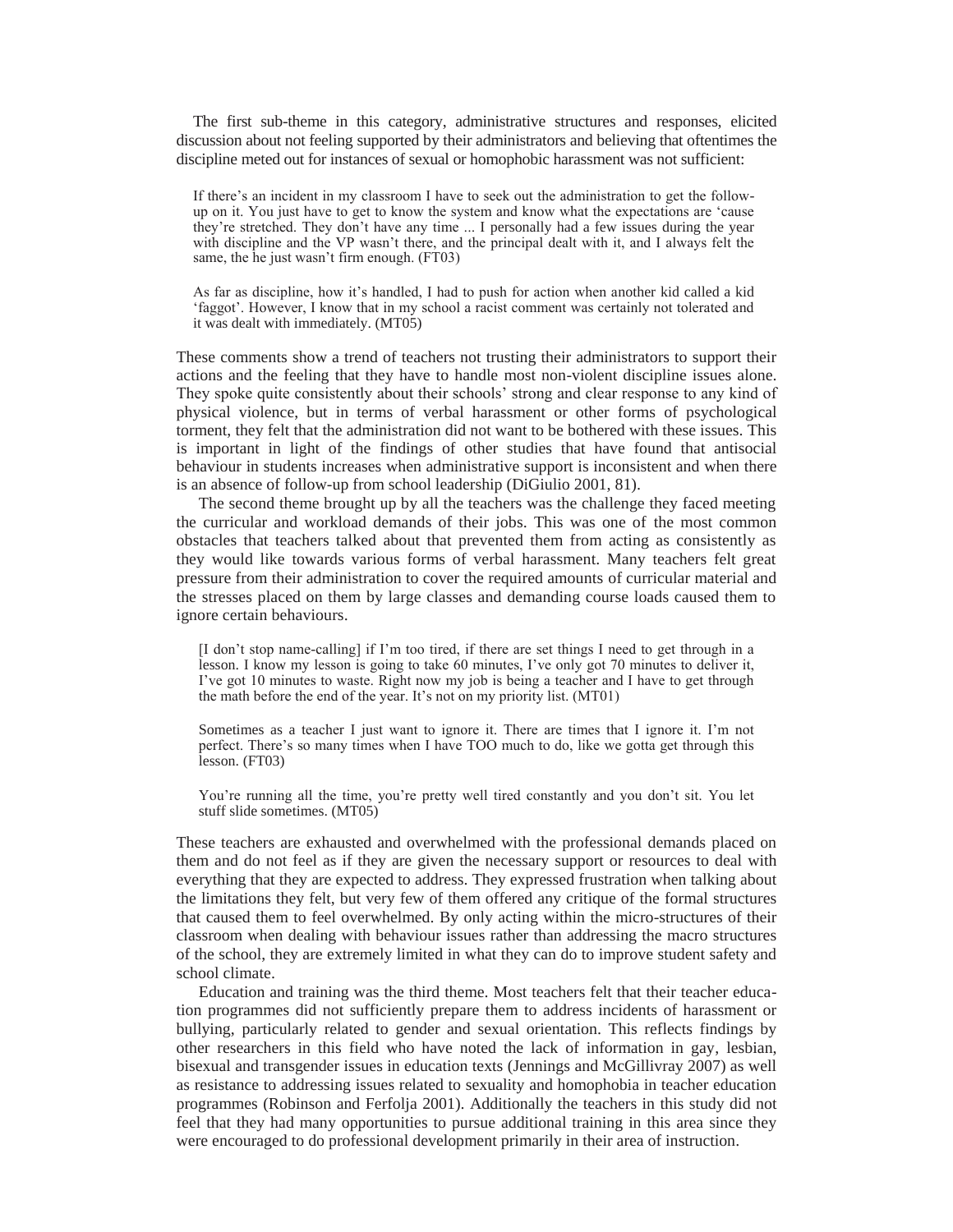The first sub-theme in this category, administrative structures and responses, elicited discussion about not feeling supported by their administrators and believing that oftentimes the discipline meted out for instances of sexual or homophobic harassment was not sufficient:

> If there's an incident in my classroom I have to seek out the administration to get the follow-up on it. You just have to get to know the system and know what the expectations are 'cause they're stretched. They don't have any time ... I personally had a few issues during the year with discipline and the VP wasn't there, and the principal dealt with it, and I always felt the same, the he just wasn't firm enough. (FT03)

> As far as discipline, how it's handled, I had to push for action when another kid called a kid 'faggot'. However, I know that in my school a racist comment was certainly not tolerated and it was dealt with immediately. (MT05)

These comments show a trend of teachers not trusting their administrators to support their actions and the feeling that they have to handle most non-violent discipline issues alone. They spoke quite consistently about their schools' strong and clear response to any kind of physical violence, but in terms of verbal harassment or other forms of psychological torment, they felt that the administration did not want to be bothered with these issues. This is important in light of the findings of other studies that have found that antisocial behaviour in students increases when administrative support is inconsistent and when there is an absence of follow-up from school leadership (DiGiulio 2001, 81).

The second theme brought up by all the teachers was the challenge they faced meeting the curricular and workload demands of their jobs. This was one of the most common obstacles that teachers talked about that prevented them from acting as consistently as they would like towards various forms of verbal harassment. Many teachers felt great pressure from their administration to cover the required amounts of curricular material and the stresses placed on them by large classes and demanding course loads caused them to ignore certain behaviours.

> [I don't stop name-calling] if I'm too tired, if there are set things I need to get through in a lesson. I know my lesson is going to take 60 minutes, I've only got 70 minutes to deliver it, I've got 10 minutes to waste. Right now my job is being a teacher and I have to get through the math before the end of the year. It's not on my priority list. (MT01)

> Sometimes as a teacher I just want to ignore it. There are times that I ignore it. I'm not perfect. There's so many times when I have TOO much to do, like we gotta get through this lesson. (FT03)

> You're running all the time, you're pretty well tired constantly and you don't sit. You let stuff slide sometimes. (MT05)

These teachers are exhausted and overwhelmed with the professional demands placed on them and do not feel as if they are given the necessary support or resources to deal with everything that they are expected to address. They expressed frustration when talking about the limitations they felt, but very few of them offered any critique of the formal structures that caused them to feel overwhelmed. By only acting within the micro-structures of their classroom when dealing with behaviour issues rather than addressing the macro structures of the school, they are extremely limited in what they can do to improve student safety and school climate.

Education and training was the third theme. Most teachers felt that their teacher education programmes did not sufficiently prepare them to address incidents of harassment or bullying, particularly related to gender and sexual orientation. This reflects findings by other researchers in this field who have noted the lack of information in gay, lesbian, bisexual and transgender issues in education texts (Jennings and McGillivray 2007) as well as resistance to addressing issues related to sexuality and homophobia in teacher education programmes (Robinson and Ferfolja 2001). Additionally the teachers in this study did not feel that they had many opportunities to pursue additional training in this area since they were encouraged to do professional development primarily in their area of instruction.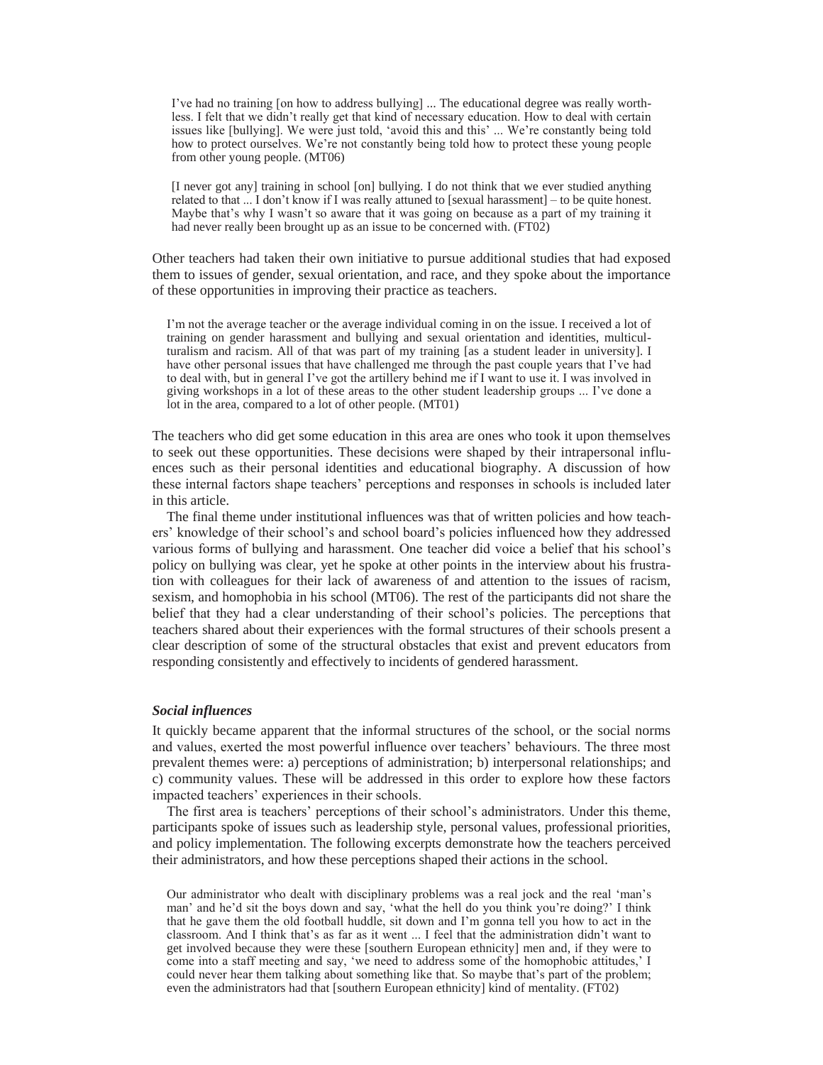> I've had no training [on how to address bullying] ... The educational degree was really worthless. I felt that we didn't really get that kind of necessary education. How to deal with certain issues like [bullying]. We were just told, 'avoid this and this' ... We're constantly being told how to protect ourselves. We're not constantly being told how to protect these young people from other young people. (MT06)

> [I never got any] training in school [on] bullying. I do not think that we ever studied anything related to that ... I don't know if I was really attuned to [sexual harassment] – to be quite honest. Maybe that's why I wasn't so aware that it was going on because as a part of my training it had never really been brought up as an issue to be concerned with. (FT02)

Other teachers had taken their own initiative to pursue additional studies that had exposed them to issues of gender, sexual orientation, and race, and they spoke about the importance of these opportunities in improving their practice as teachers.

> I'm not the average teacher or the average individual coming in on the issue. I received a lot of training on gender harassment and bullying and sexual orientation and identities, multiculturalism and racism. All of that was part of my training [as a student leader in university]. I have other personal issues that have challenged me through the past couple years that I've had to deal with, but in general I've got the artillery behind me if I want to use it. I was involved in giving workshops in a lot of these areas to the other student leadership groups ... I've done a lot in the area, compared to a lot of other people. (MT01)

The teachers who did get some education in this area are ones who took it upon themselves to seek out these opportunities. These decisions were shaped by their intrapersonal influences such as their personal identities and educational biography. A discussion of how these internal factors shape teachers' perceptions and responses in schools is included later in this article.

The final theme under institutional influences was that of written policies and how teachers' knowledge of their school's and school board's policies influenced how they addressed various forms of bullying and harassment. One teacher did voice a belief that his school's policy on bullying was clear, yet he spoke at other points in the interview about his frustration with colleagues for their lack of awareness of and attention to the issues of racism, sexism, and homophobia in his school (MT06). The rest of the participants did not share the belief that they had a clear understanding of their school's policies. The perceptions that teachers shared about their experiences with the formal structures of their schools present a clear description of some of the structural obstacles that exist and prevent educators from responding consistently and effectively to incidents of gendered harassment.

### *Social influences*

It quickly became apparent that the informal structures of the school, or the social norms and values, exerted the most powerful influence over teachers' behaviours. The three most prevalent themes were: a) perceptions of administration; b) interpersonal relationships; and c) community values. These will be addressed in this order to explore how these factors impacted teachers' experiences in their schools.

The first area is teachers' perceptions of their school's administrators. Under this theme, participants spoke of issues such as leadership style, personal values, professional priorities, and policy implementation. The following excerpts demonstrate how the teachers perceived their administrators, and how these perceptions shaped their actions in the school.

> Our administrator who dealt with disciplinary problems was a real jock and the real 'man's man' and he'd sit the boys down and say, 'what the hell do you think you're doing?' I think that he gave them the old football huddle, sit down and I'm gonna tell you how to act in the classroom. And I think that's as far as it went ... I feel that the administration didn't want to get involved because they were these [southern European ethnicity] men and, if they were to come into a staff meeting and say, 'we need to address some of the homophobic attitudes,' I could never hear them talking about something like that. So maybe that's part of the problem; even the administrators had that [southern European ethnicity] kind of mentality. (FT02)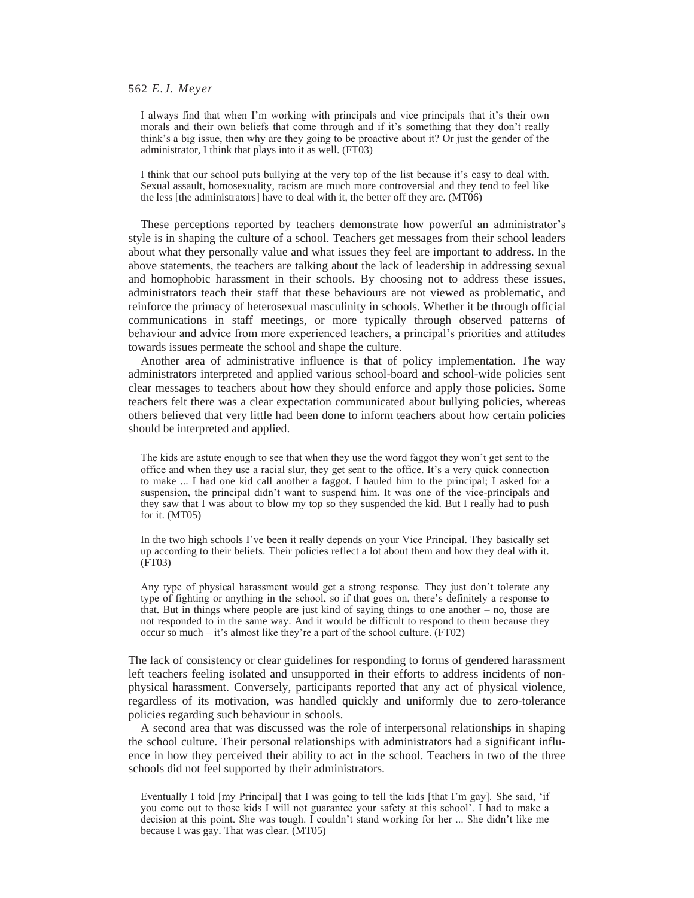> I always find that when I'm working with principals and vice principals that it's their own morals and their own beliefs that come through and if it's something that they don't really think's a big issue, then why are they going to be proactive about it? Or just the gender of the administrator, I think that plays into it as well. (FT03)

> I think that our school puts bullying at the very top of the list because it's easy to deal with. Sexual assault, homosexuality, racism are much more controversial and they tend to feel like the less [the administrators] have to deal with it, the better off they are. (MT06)

These perceptions reported by teachers demonstrate how powerful an administrator's style is in shaping the culture of a school. Teachers get messages from their school leaders about what they personally value and what issues they feel are important to address. In the above statements, the teachers are talking about the lack of leadership in addressing sexual and homophobic harassment in their schools. By choosing not to address these issues, administrators teach their staff that these behaviours are not viewed as problematic, and reinforce the primacy of heterosexual masculinity in schools. Whether it be through official communications in staff meetings, or more typically through observed patterns of behaviour and advice from more experienced teachers, a principal's priorities and attitudes towards issues permeate the school and shape the culture.

Another area of administrative influence is that of policy implementation. The way administrators interpreted and applied various school-board and school-wide policies sent clear messages to teachers about how they should enforce and apply those policies. Some teachers felt there was a clear expectation communicated about bullying policies, whereas others believed that very little had been done to inform teachers about how certain policies should be interpreted and applied.

> The kids are astute enough to see that when they use the word faggot they won't get sent to the office and when they use a racial slur, they get sent to the office. It's a very quick connection to make ... I had one kid call another a faggot. I hauled him to the principal; I asked for a suspension, the principal didn't want to suspend him. It was one of the vice-principals and they saw that I was about to blow my top so they suspended the kid. But I really had to push for it. (MT05)

> In the two high schools I've been it really depends on your Vice Principal. They basically set up according to their beliefs. Their policies reflect a lot about them and how they deal with it. (FT03)

> Any type of physical harassment would get a strong response. They just don't tolerate any type of fighting or anything in the school, so if that goes on, there's definitely a response to that. But in things where people are just kind of saying things to one another – no, those are not responded to in the same way. And it would be difficult to respond to them because they occur so much – it's almost like they're a part of the school culture. (FT02)

The lack of consistency or clear guidelines for responding to forms of gendered harassment left teachers feeling isolated and unsupported in their efforts to address incidents of non-physical harassment. Conversely, participants reported that any act of physical violence, regardless of its motivation, was handled quickly and uniformly due to zero-tolerance policies regarding such behaviour in schools.

A second area that was discussed was the role of interpersonal relationships in shaping the school culture. Their personal relationships with administrators had a significant influence in how they perceived their ability to act in the school. Teachers in two of the three schools did not feel supported by their administrators.

> Eventually I told [my Principal] that I was going to tell the kids [that I'm gay]. She said, 'if you come out to those kids I will not guarantee your safety at this school'. I had to make a decision at this point. She was tough. I couldn't stand working for her ... She didn't like me because I was gay. That was clear. (MT05)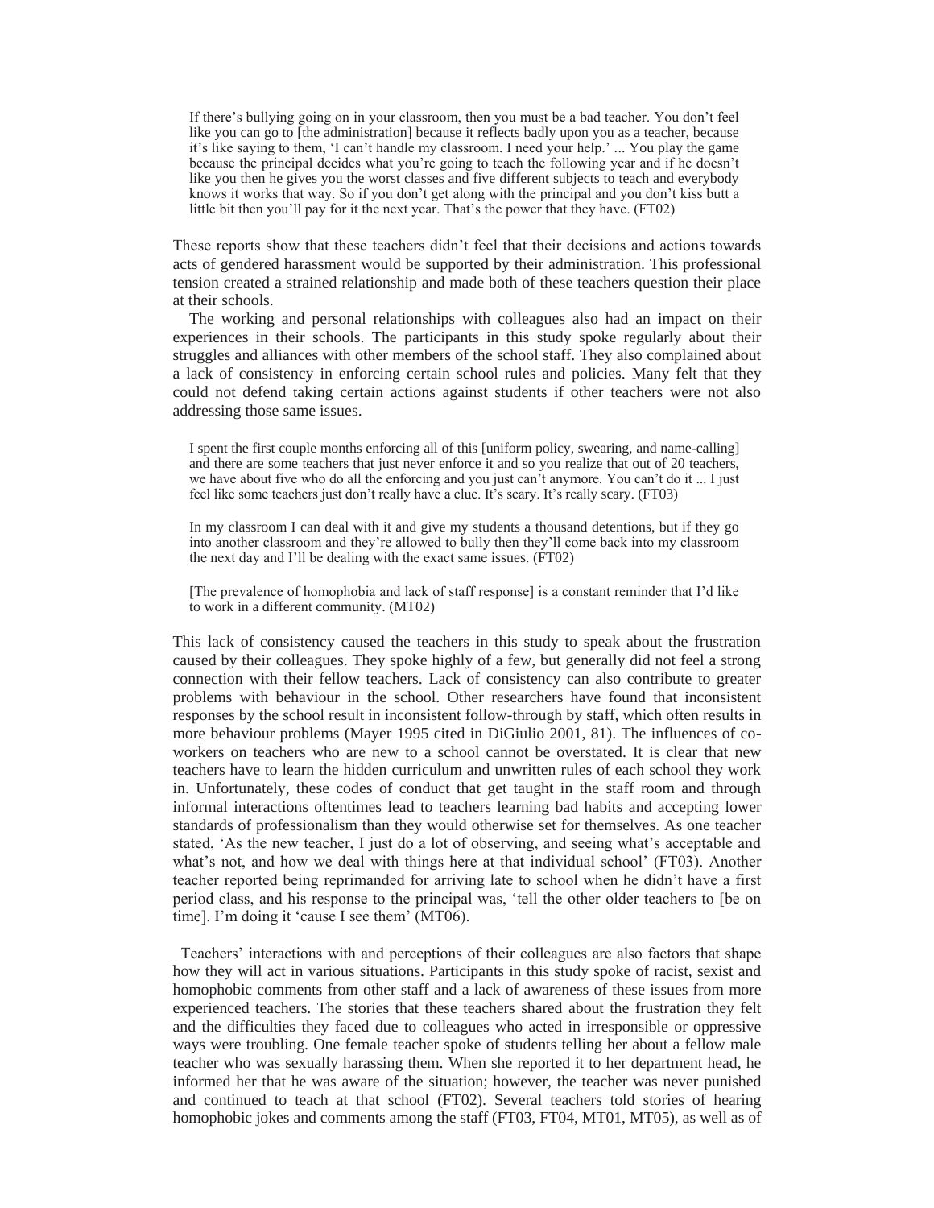> If there's bullying going on in your classroom, then you must be a bad teacher. You don't feel like you can go to [the administration] because it reflects badly upon you as a teacher, because it's like saying to them, 'I can't handle my classroom. I need your help.' ... You play the game because the principal decides what you're going to teach the following year and if he doesn't like you then he gives you the worst classes and five different subjects to teach and everybody knows it works that way. So if you don't get along with the principal and you don't kiss butt a little bit then you'll pay for it the next year. That's the power that they have. (FT02)

These reports show that these teachers didn't feel that their decisions and actions towards acts of gendered harassment would be supported by their administration. This professional tension created a strained relationship and made both of these teachers question their place at their schools.

The working and personal relationships with colleagues also had an impact on their experiences in their schools. The participants in this study spoke regularly about their struggles and alliances with other members of the school staff. They also complained about a lack of consistency in enforcing certain school rules and policies. Many felt that they could not defend taking certain actions against students if other teachers were not also addressing those same issues.

> I spent the first couple months enforcing all of this [uniform policy, swearing, and name-calling] and there are some teachers that just never enforce it and so you realize that out of 20 teachers, we have about five who do all the enforcing and you just can't anymore. You can't do it ... I just feel like some teachers just don't really have a clue. It's scary. It's really scary. (FT03)

> In my classroom I can deal with it and give my students a thousand detentions, but if they go into another classroom and they're allowed to bully then they'll come back into my classroom the next day and I'll be dealing with the exact same issues. (FT02)

> [The prevalence of homophobia and lack of staff response] is a constant reminder that I'd like to work in a different community. (MT02)

This lack of consistency caused the teachers in this study to speak about the frustration caused by their colleagues. They spoke highly of a few, but generally did not feel a strong connection with their fellow teachers. Lack of consistency can also contribute to greater problems with behaviour in the school. Other researchers have found that inconsistent responses by the school result in inconsistent follow-through by staff, which often results in more behaviour problems (Mayer 1995 cited in DiGiulio 2001, 81). The influences of co-workers on teachers who are new to a school cannot be overstated. It is clear that new teachers have to learn the hidden curriculum and unwritten rules of each school they work in. Unfortunately, these codes of conduct that get taught in the staff room and through informal interactions oftentimes lead to teachers learning bad habits and accepting lower standards of professionalism than they would otherwise set for themselves. As one teacher stated, 'As the new teacher, I just do a lot of observing, and seeing what's acceptable and what's not, and how we deal with things here at that individual school' (FT03). Another teacher reported being reprimanded for arriving late to school when he didn't have a first period class, and his response to the principal was, 'tell the other older teachers to [be on time]. I'm doing it 'cause I see them' (MT06).

Teachers' interactions with and perceptions of their colleagues are also factors that shape how they will act in various situations. Participants in this study spoke of racist, sexist and homophobic comments from other staff and a lack of awareness of these issues from more experienced teachers. The stories that these teachers shared about the frustration they felt and the difficulties they faced due to colleagues who acted in irresponsible or oppressive ways were troubling. One female teacher spoke of students telling her about a fellow male teacher who was sexually harassing them. When she reported it to her department head, he informed her that he was aware of the situation; however, the teacher was never punished and continued to teach at that school (FT02). Several teachers told stories of hearing homophobic jokes and comments among the staff (FT03, FT04, MT01, MT05), as well as of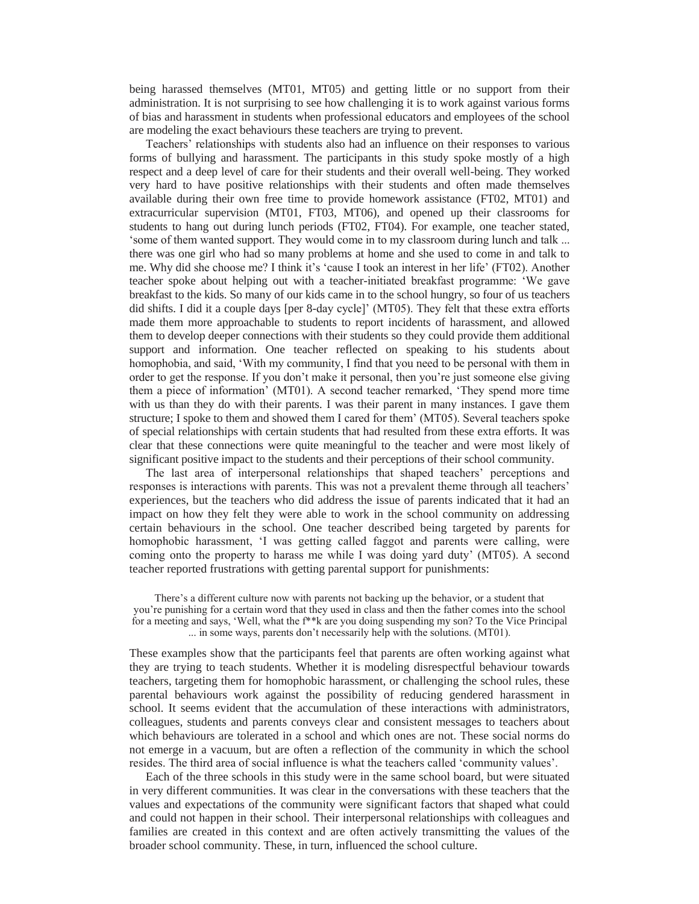being harassed themselves (MT01, MT05) and getting little or no support from their administration. It is not surprising to see how challenging it is to work against various forms of bias and harassment in students when professional educators and employees of the school are modeling the exact behaviours these teachers are trying to prevent.

Teachers' relationships with students also had an influence on their responses to various forms of bullying and harassment. The participants in this study spoke mostly of a high respect and a deep level of care for their students and their overall well-being. They worked very hard to have positive relationships with their students and often made themselves available during their own free time to provide homework assistance (FT02, MT01) and extracurricular supervision (MT01, FT03, MT06), and opened up their classrooms for students to hang out during lunch periods (FT02, FT04). For example, one teacher stated, 'some of them wanted support. They would come in to my classroom during lunch and talk ... there was one girl who had so many problems at home and she used to come in and talk to me. Why did she choose me? I think it's 'cause I took an interest in her life' (FT02). Another teacher spoke about helping out with a teacher-initiated breakfast programme: 'We gave breakfast to the kids. So many of our kids came in to the school hungry, so four of us teachers did shifts. I did it a couple days [per 8-day cycle]' (MT05). They felt that these extra efforts made them more approachable to students to report incidents of harassment, and allowed them to develop deeper connections with their students so they could provide them additional support and information. One teacher reflected on speaking to his students about homophobia, and said, 'With my community, I find that you need to be personal with them in order to get the response. If you don't make it personal, then you're just someone else giving them a piece of information' (MT01). A second teacher remarked, 'They spend more time with us than they do with their parents. I was their parent in many instances. I gave them structure; I spoke to them and showed them I cared for them' (MT05). Several teachers spoke of special relationships with certain students that had resulted from these extra efforts. It was clear that these connections were quite meaningful to the teacher and were most likely of significant positive impact to the students and their perceptions of their school community.

The last area of interpersonal relationships that shaped teachers' perceptions and responses is interactions with parents. This was not a prevalent theme through all teachers' experiences, but the teachers who did address the issue of parents indicated that it had an impact on how they felt they were able to work in the school community on addressing certain behaviours in the school. One teacher described being targeted by parents for homophobic harassment, 'I was getting called faggot and parents were calling, were coming onto the property to harass me while I was doing yard duty' (MT05). A second teacher reported frustrations with getting parental support for punishments:

> There's a different culture now with parents not backing up the behavior, or a student that you're punishing for a certain word that they used in class and then the father comes into the school for a meeting and says, 'Well, what the f**k are you doing suspending my son? To the Vice Principal ... in some ways, parents don't necessarily help with the solutions. (MT01).

These examples show that the participants feel that parents are often working against what they are trying to teach students. Whether it is modeling disrespectful behaviour towards teachers, targeting them for homophobic harassment, or challenging the school rules, these parental behaviours work against the possibility of reducing gendered harassment in school. It seems evident that the accumulation of these interactions with administrators, colleagues, students and parents conveys clear and consistent messages to teachers about which behaviours are tolerated in a school and which ones are not. These social norms do not emerge in a vacuum, but are often a reflection of the community in which the school resides. The third area of social influence is what the teachers called 'community values'.

Each of the three schools in this study were in the same school board, but were situated in very different communities. It was clear in the conversations with these teachers that the values and expectations of the community were significant factors that shaped what could and could not happen in their school. Their interpersonal relationships with colleagues and families are created in this context and are often actively transmitting the values of the broader school community. These, in turn, influenced the school culture.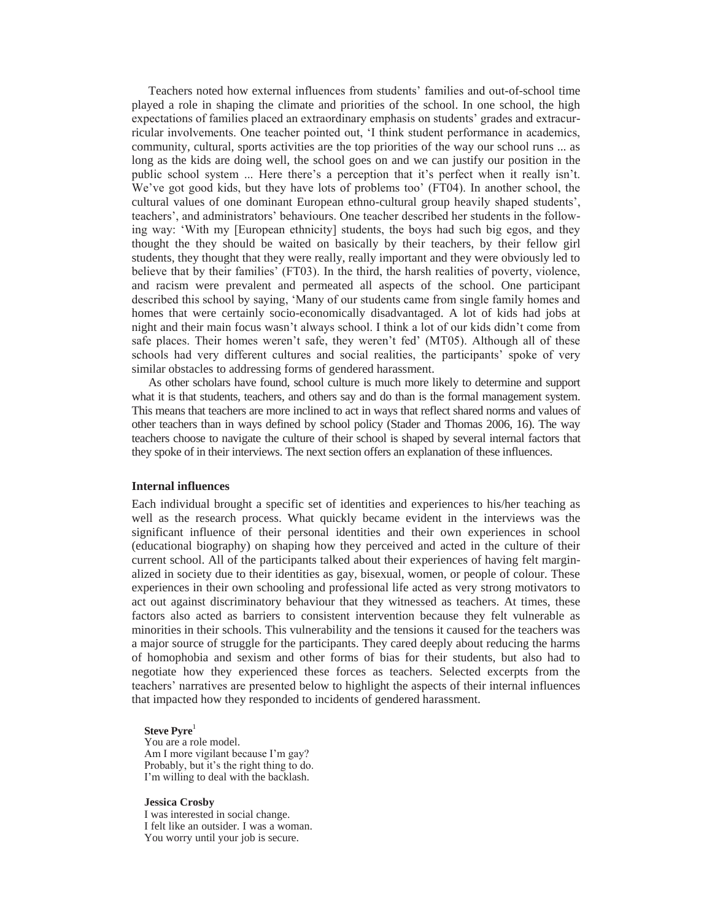Teachers noted how external influences from students' families and out-of-school time played a role in shaping the climate and priorities of the school. In one school, the high expectations of families placed an extraordinary emphasis on students' grades and extracurricular involvements. One teacher pointed out, 'I think student performance in academics, community, cultural, sports activities are the top priorities of the way our school runs ... as long as the kids are doing well, the school goes on and we can justify our position in the public school system ... Here there's a perception that it's perfect when it really isn't. We've got good kids, but they have lots of problems too' (FT04). In another school, the cultural values of one dominant European ethno-cultural group heavily shaped students', teachers', and administrators' behaviours. One teacher described her students in the following way: 'With my [European ethnicity] students, the boys had such big egos, and they thought the they should be waited on basically by their teachers, by their fellow girl students, they thought that they were really, really important and they were obviously led to believe that by their families' (FT03). In the third, the harsh realities of poverty, violence, and racism were prevalent and permeated all aspects of the school. One participant described this school by saying, 'Many of our students came from single family homes and homes that were certainly socio-economically disadvantaged. A lot of kids had jobs at night and their main focus wasn't always school. I think a lot of our kids didn't come from safe places. Their homes weren't safe, they weren't fed' (MT05). Although all of these schools had very different cultures and social realities, the participants' spoke of very similar obstacles to addressing forms of gendered harassment.

As other scholars have found, school culture is much more likely to determine and support what it is that students, teachers, and others say and do than is the formal management system. This means that teachers are more inclined to act in ways that reflect shared norms and values of other teachers than in ways defined by school policy (Stader and Thomas 2006, 16). The way teachers choose to navigate the culture of their school is shaped by several internal factors that they spoke of in their interviews. The next section offers an explanation of these influences.

### Internal influences

Each individual brought a specific set of identities and experiences to his/her teaching as well as the research process. What quickly became evident in the interviews was the significant influence of their personal identities and their own experiences in school (educational biography) on shaping how they perceived and acted in the culture of their current school. All of the participants talked about their experiences of having felt marginalized in society due to their identities as gay, bisexual, women, or people of colour. These experiences in their own schooling and professional life acted as very strong motivators to act out against discriminatory behaviour that they witnessed as teachers. At times, these factors also acted as barriers to consistent intervention because they felt vulnerable as minorities in their schools. This vulnerability and the tensions it caused for the teachers was a major source of struggle for the participants. They cared deeply about reducing the harms of homophobia and sexism and other forms of bias for their students, but also had to negotiate how they experienced these forces as teachers. Selected excerpts from the teachers' narratives are presented below to highlight the aspects of their internal influences that impacted how they responded to incidents of gendered harassment.

**Steve Pyre**[1]
You are a role model.
Am I more vigilant because I'm gay?
Probably, but it's the right thing to do.
I'm willing to deal with the backlash.

**Jessica Crosby**
I was interested in social change.
I felt like an outsider. I was a woman.
You worry until your job is secure.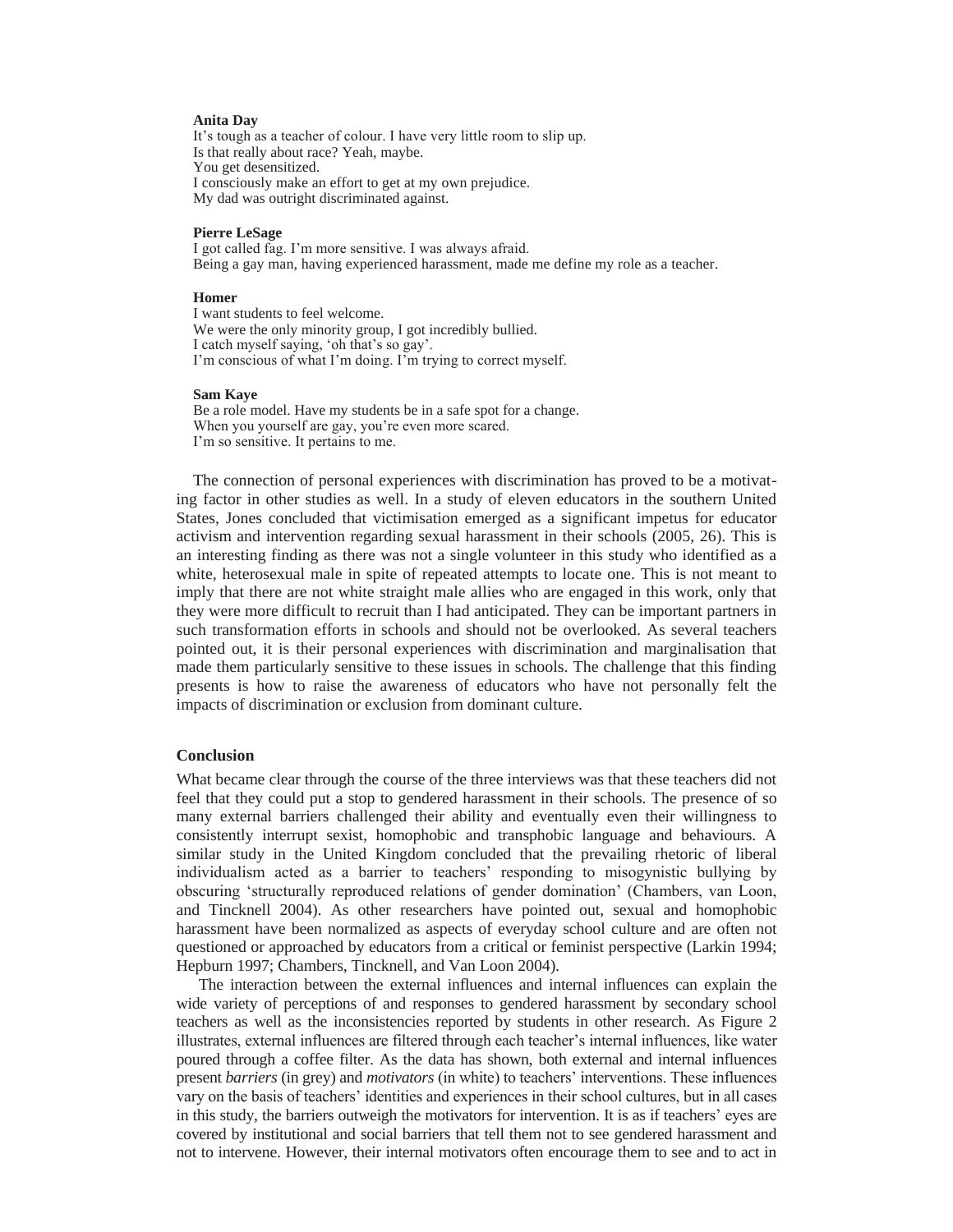**Anita Day**

It's tough as a teacher of colour. I have very little room to slip up.
Is that really about race? Yeah, maybe.
You get desensitized.
I consciously make an effort to get at my own prejudice.
My dad was outright discriminated against.

**Pierre LeSage**

I got called fag. I'm more sensitive. I was always afraid.
Being a gay man, having experienced harassment, made me define my role as a teacher.

**Homer**

I want students to feel welcome.
We were the only minority group, I got incredibly bullied.
I catch myself saying, 'oh that's so gay'.
I'm conscious of what I'm doing. I'm trying to correct myself.

**Sam Kaye**

Be a role model. Have my students be in a safe spot for a change.
When you yourself are gay, you're even more scared.
I'm so sensitive. It pertains to me.

The connection of personal experiences with discrimination has proved to be a motivating factor in other studies as well. In a study of eleven educators in the southern United States, Jones concluded that victimisation emerged as a significant impetus for educator activism and intervention regarding sexual harassment in their schools (2005, 26). This is an interesting finding as there was not a single volunteer in this study who identified as a white, heterosexual male in spite of repeated attempts to locate one. This is not meant to imply that there are not white straight male allies who are engaged in this work, only that they were more difficult to recruit than I had anticipated. They can be important partners in such transformation efforts in schools and should not be overlooked. As several teachers pointed out, it is their personal experiences with discrimination and marginalisation that made them particularly sensitive to these issues in schools. The challenge that this finding presents is how to raise the awareness of educators who have not personally felt the impacts of discrimination or exclusion from dominant culture.

## Conclusion

What became clear through the course of the three interviews was that these teachers did not feel that they could put a stop to gendered harassment in their schools. The presence of so many external barriers challenged their ability and eventually even their willingness to consistently interrupt sexist, homophobic and transphobic language and behaviours. A similar study in the United Kingdom concluded that the prevailing rhetoric of liberal individualism acted as a barrier to teachers' responding to misogynistic bullying by obscuring 'structurally reproduced relations of gender domination' (Chambers, van Loon, and Tincknell 2004). As other researchers have pointed out, sexual and homophobic harassment have been normalized as aspects of everyday school culture and are often not questioned or approached by educators from a critical or feminist perspective (Larkin 1994; Hepburn 1997; Chambers, Tincknell, and Van Loon 2004).

The interaction between the external influences and internal influences can explain the wide variety of perceptions of and responses to gendered harassment by secondary school teachers as well as the inconsistencies reported by students in other research. As Figure 2 illustrates, external influences are filtered through each teacher's internal influences, like water poured through a coffee filter. As the data has shown, both external and internal influences present *barriers* (in grey) and *motivators* (in white) to teachers' interventions. These influences vary on the basis of teachers' identities and experiences in their school cultures, but in all cases in this study, the barriers outweigh the motivators for intervention. It is as if teachers' eyes are covered by institutional and social barriers that tell them not to see gendered harassment and not to intervene. However, their internal motivators often encourage them to see and to act in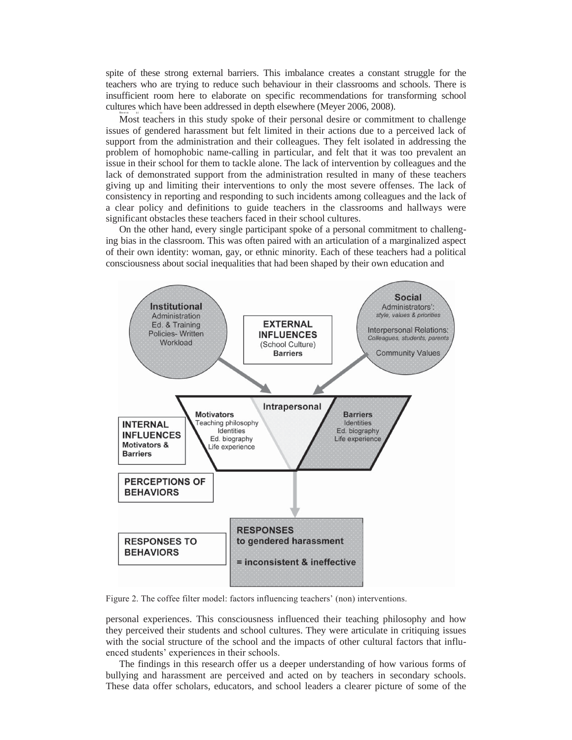spite of these strong external barriers. This imbalance creates a constant struggle for the teachers who are trying to reduce such behaviour in their classrooms and schools. There is insufficient room here to elaborate on specific recommendations for transforming school cultures which have been addressed in depth elsewhere (Meyer 2006, 2008).

Most teachers in this study spoke of their personal desire or commitment to challenge issues of gendered harassment but felt limited in their actions due to a perceived lack of support from the administration and their colleagues. They felt isolated in addressing the problem of homophobic name-calling in particular, and felt that it was too prevalent an issue in their school for them to tackle alone. The lack of intervention by colleagues and the lack of demonstrated support from the administration resulted in many of these teachers giving up and limiting their interventions to only the most severe offenses. The lack of consistency in reporting and responding to such incidents among colleagues and the lack of a clear policy and definitions to guide teachers in the classrooms and hallways were significant obstacles these teachers faced in their school cultures.

On the other hand, every single participant spoke of a personal commitment to challenging bias in the classroom. This was often paired with an articulation of a marginalized aspect of their own identity: woman, gay, or ethnic minority. Each of these teachers had a political consciousness about social inequalities that had been shaped by their own education and personal experiences. This consciousness influenced their teaching philosophy and how they perceived their students and school cultures. They were articulate in critiquing issues with the social structure of the school and the impacts of other cultural factors that influenced students' experiences in their schools.

Figure 2. The coffee filter model: factors influencing teachers' (non) interventions.

The findings in this research offer us a deeper understanding of how various forms of bullying and harassment are perceived and acted on by teachers in secondary schools. These data offer scholars, educators, and school leaders a clearer picture of some of the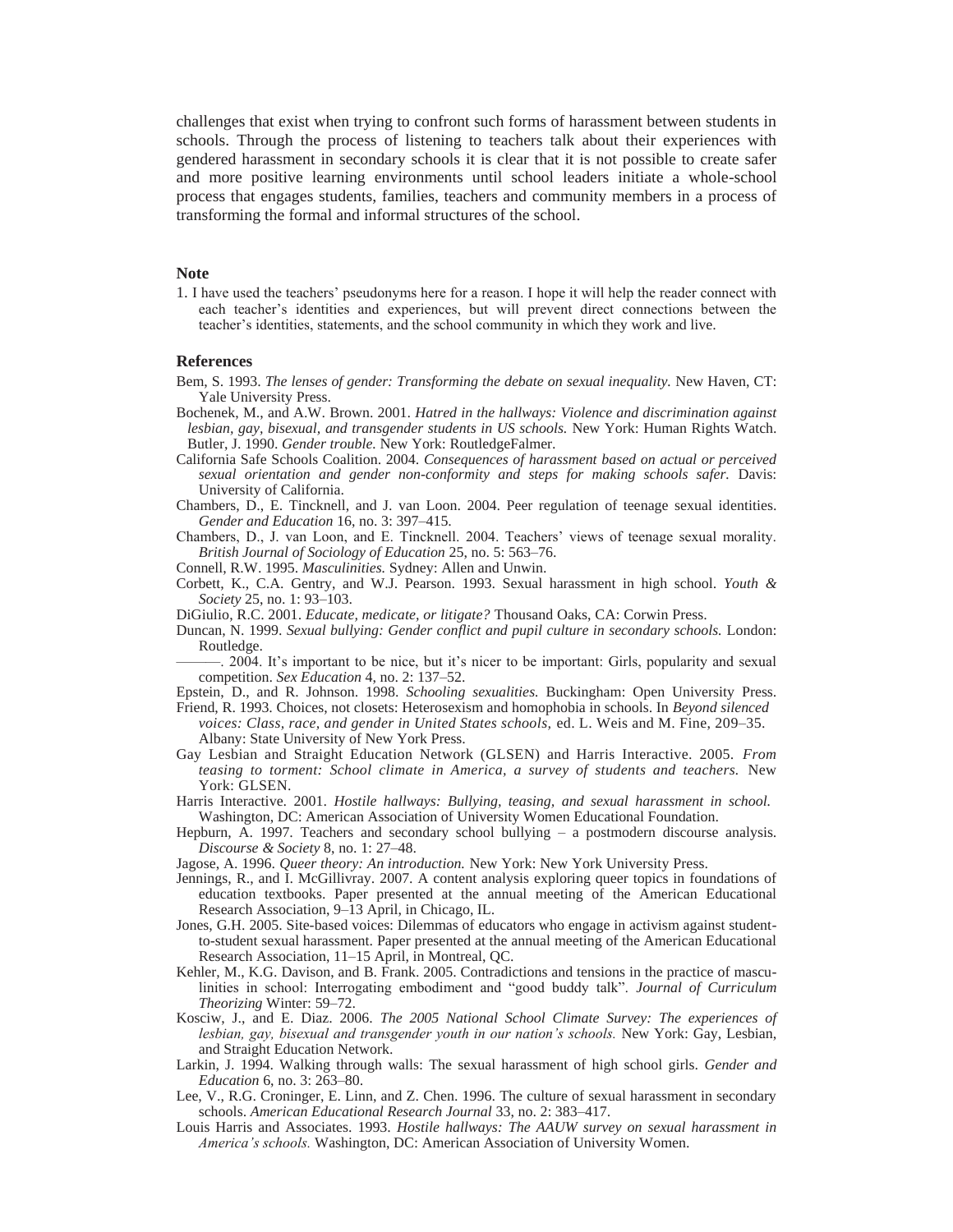challenges that exist when trying to confront such forms of harassment between students in schools. Through the process of listening to teachers talk about their experiences with gendered harassment in secondary schools it is clear that it is not possible to create safer and more positive learning environments until school leaders initiate a whole-school process that engages students, families, teachers and community members in a process of transforming the formal and informal structures of the school.

## Note

1. I have used the teachers' pseudonyms here for a reason. I hope it will help the reader connect with each teacher's identities and experiences, but will prevent direct connections between the teacher's identities, statements, and the school community in which they work and live.

## References

Bem, S. 1993. *The lenses of gender: Transforming the debate on sexual inequality.* New Haven, CT: Yale University Press.

Bochenek, M., and A.W. Brown. 2001. *Hatred in the hallways: Violence and discrimination against lesbian, gay, bisexual, and transgender students in US schools.* New York: Human Rights Watch.

Butler, J. 1990. *Gender trouble.* New York: RoutledgeFalmer.

California Safe Schools Coalition. 2004. *Consequences of harassment based on actual or perceived sexual orientation and gender non-conformity and steps for making schools safer.* Davis: University of California.

Chambers, D., E. Tincknell, and J. van Loon. 2004. Peer regulation of teenage sexual identities. *Gender and Education* 16, no. 3: 397–415.

Chambers, D., J. van Loon, and E. Tincknell. 2004. Teachers' views of teenage sexual morality. *British Journal of Sociology of Education* 25, no. 5: 563–76.

Connell, R.W. 1995. *Masculinities.* Sydney: Allen and Unwin.

Corbett, K., C.A. Gentry, and W.J. Pearson. 1993. Sexual harassment in high school. *Youth & Society* 25, no. 1: 93–103.

DiGiulio, R.C. 2001. *Educate, medicate, or litigate?* Thousand Oaks, CA: Corwin Press.

Duncan, N. 1999. *Sexual bullying: Gender conflict and pupil culture in secondary schools.* London: Routledge.

———. 2004. It's important to be nice, but it's nicer to be important: Girls, popularity and sexual competition. *Sex Education* 4, no. 2: 137–52.

Epstein, D., and R. Johnson. 1998. *Schooling sexualities.* Buckingham: Open University Press.

Friend, R. 1993. Choices, not closets: Heterosexism and homophobia in schools. In *Beyond silenced voices: Class, race, and gender in United States schools,* ed. L. Weis and M. Fine, 209–35. Albany: State University of New York Press.

Gay Lesbian and Straight Education Network (GLSEN) and Harris Interactive. 2005. *From teasing to torment: School climate in America, a survey of students and teachers.* New York: GLSEN.

Harris Interactive. 2001. *Hostile hallways: Bullying, teasing, and sexual harassment in school.* Washington, DC: American Association of University Women Educational Foundation.

Hepburn, A. 1997. Teachers and secondary school bullying – a postmodern discourse analysis. *Discourse & Society* 8, no. 1: 27–48.

Jagose, A. 1996. *Queer theory: An introduction.* New York: New York University Press.

Jennings, R., and I. McGillivray. 2007. A content analysis exploring queer topics in foundations of education textbooks. Paper presented at the annual meeting of the American Educational Research Association, 9–13 April, in Chicago, IL.

Jones, G.H. 2005. Site-based voices: Dilemmas of educators who engage in activism against student-to-student sexual harassment. Paper presented at the annual meeting of the American Educational Research Association, 11–15 April, in Montreal, QC.

Kehler, M., K.G. Davison, and B. Frank. 2005. Contradictions and tensions in the practice of masculinities in school: Interrogating embodiment and "good buddy talk". *Journal of Curriculum Theorizing* Winter: 59–72.

Kosciw, J., and E. Diaz. 2006. *The 2005 National School Climate Survey: The experiences of lesbian, gay, bisexual and transgender youth in our nation's schools.* New York: Gay, Lesbian, and Straight Education Network.

Larkin, J. 1994. Walking through walls: The sexual harassment of high school girls. *Gender and Education* 6, no. 3: 263–80.

Lee, V., R.G. Croninger, E. Linn, and Z. Chen. 1996. The culture of sexual harassment in secondary schools. *American Educational Research Journal* 33, no. 2: 383–417.

Louis Harris and Associates. 1993. *Hostile hallways: The AAUW survey on sexual harassment in America's schools.* Washington, DC: American Association of University Women.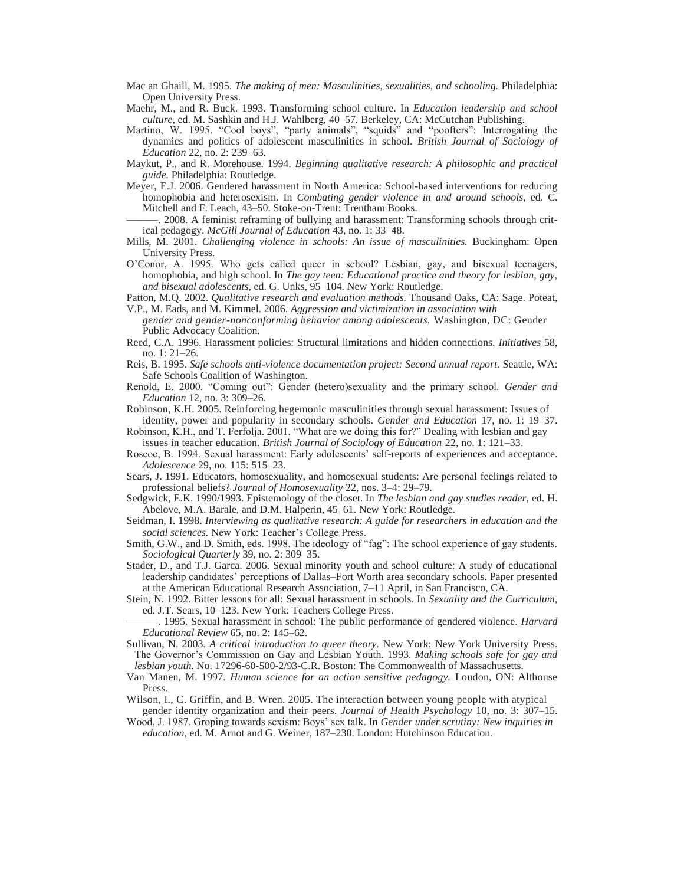Mac an Ghaill, M. 1995. *The making of men: Masculinities, sexualities, and schooling.* Philadelphia: Open University Press.

Maehr, M., and R. Buck. 1993. Transforming school culture. In *Education leadership and school culture,* ed. M. Sashkin and H.J. Wahlberg, 40–57. Berkeley, CA: McCutchan Publishing.

Martino, W. 1995. "Cool boys", "party animals", "squids" and "poofters": Interrogating the dynamics and politics of adolescent masculinities in school. *British Journal of Sociology of Education* 22, no. 2: 239–63.

Maykut, P., and R. Morehouse. 1994. *Beginning qualitative research: A philosophic and practical guide.* Philadelphia: Routledge.

Meyer, E.J. 2006. Gendered harassment in North America: School-based interventions for reducing homophobia and heterosexism. In *Combating gender violence in and around schools,* ed. C. Mitchell and F. Leach, 43–50. Stoke-on-Trent: Trentham Books.

———. 2008. A feminist reframing of bullying and harassment: Transforming schools through critical pedagogy. *McGill Journal of Education* 43, no. 1: 33–48.

Mills, M. 2001. *Challenging violence in schools: An issue of masculinities.* Buckingham: Open University Press.

O'Conor, A. 1995. Who gets called queer in school? Lesbian, gay, and bisexual teenagers, homophobia, and high school. In *The gay teen: Educational practice and theory for lesbian, gay, and bisexual adolescents,* ed. G. Unks, 95–104. New York: Routledge.

Patton, M.Q. 2002. *Qualitative research and evaluation methods.* Thousand Oaks, CA: Sage.

Poteat, V.P., M. Eads, and M. Kimmel. 2006. *Aggression and victimization in association with gender and gender-nonconforming behavior among adolescents.* Washington, DC: Gender Public Advocacy Coalition.

Reed, C.A. 1996. Harassment policies: Structural limitations and hidden connections. *Initiatives* 58, no. 1: 21–26.

Reis, B. 1995. *Safe schools anti-violence documentation project: Second annual report.* Seattle, WA: Safe Schools Coalition of Washington.

Renold, E. 2000. "Coming out": Gender (hetero)sexuality and the primary school. *Gender and Education* 12, no. 3: 309–26.

Robinson, K.H. 2005. Reinforcing hegemonic masculinities through sexual harassment: Issues of identity, power and popularity in secondary schools. *Gender and Education* 17, no. 1: 19–37.

Robinson, K.H., and T. Ferfolja. 2001. "What are we doing this for?" Dealing with lesbian and gay issues in teacher education. *British Journal of Sociology of Education* 22, no. 1: 121–33.

Roscoe, B. 1994. Sexual harassment: Early adolescents' self-reports of experiences and acceptance. *Adolescence* 29, no. 115: 515–23.

Sears, J. 1991. Educators, homosexuality, and homosexual students: Are personal feelings related to professional beliefs? *Journal of Homosexuality* 22, nos. 3–4: 29–79.

Sedgwick, E.K. 1990/1993. Epistemology of the closet. In *The lesbian and gay studies reader,* ed. H. Abelove, M.A. Barale, and D.M. Halperin, 45–61. New York: Routledge.

Seidman, I. 1998. *Interviewing as qualitative research: A guide for researchers in education and the social sciences.* New York: Teacher's College Press.

Smith, G.W., and D. Smith, eds. 1998. The ideology of "fag": The school experience of gay students. *Sociological Quarterly* 39, no. 2: 309–35.

Stader, D., and T.J. Garca. 2006. Sexual minority youth and school culture: A study of educational leadership candidates' perceptions of Dallas–Fort Worth area secondary schools. Paper presented at the American Educational Research Association, 7–11 April, in San Francisco, CA.

Stein, N. 1992. Bitter lessons for all: Sexual harassment in schools. In *Sexuality and the Curriculum,* ed. J.T. Sears, 10–123. New York: Teachers College Press.

———. 1995. Sexual harassment in school: The public performance of gendered violence. *Harvard Educational Review* 65, no. 2: 145–62.

Sullivan, N. 2003. *A critical introduction to queer theory.* New York: New York University Press.

The Governor's Commission on Gay and Lesbian Youth. 1993. *Making schools safe for gay and lesbian youth.* No. 17296-60-500-2/93-C.R. Boston: The Commonwealth of Massachusetts.

Van Manen, M. 1997. *Human science for an action sensitive pedagogy.* Loudon, ON: Althouse Press.

Wilson, I., C. Griffin, and B. Wren. 2005. The interaction between young people with atypical gender identity organization and their peers. *Journal of Health Psychology* 10, no. 3: 307–15.

Wood, J. 1987. Groping towards sexism: Boys' sex talk. In *Gender under scrutiny: New inquiries in education,* ed. M. Arnot and G. Weiner, 187–230. London: Hutchinson Education.